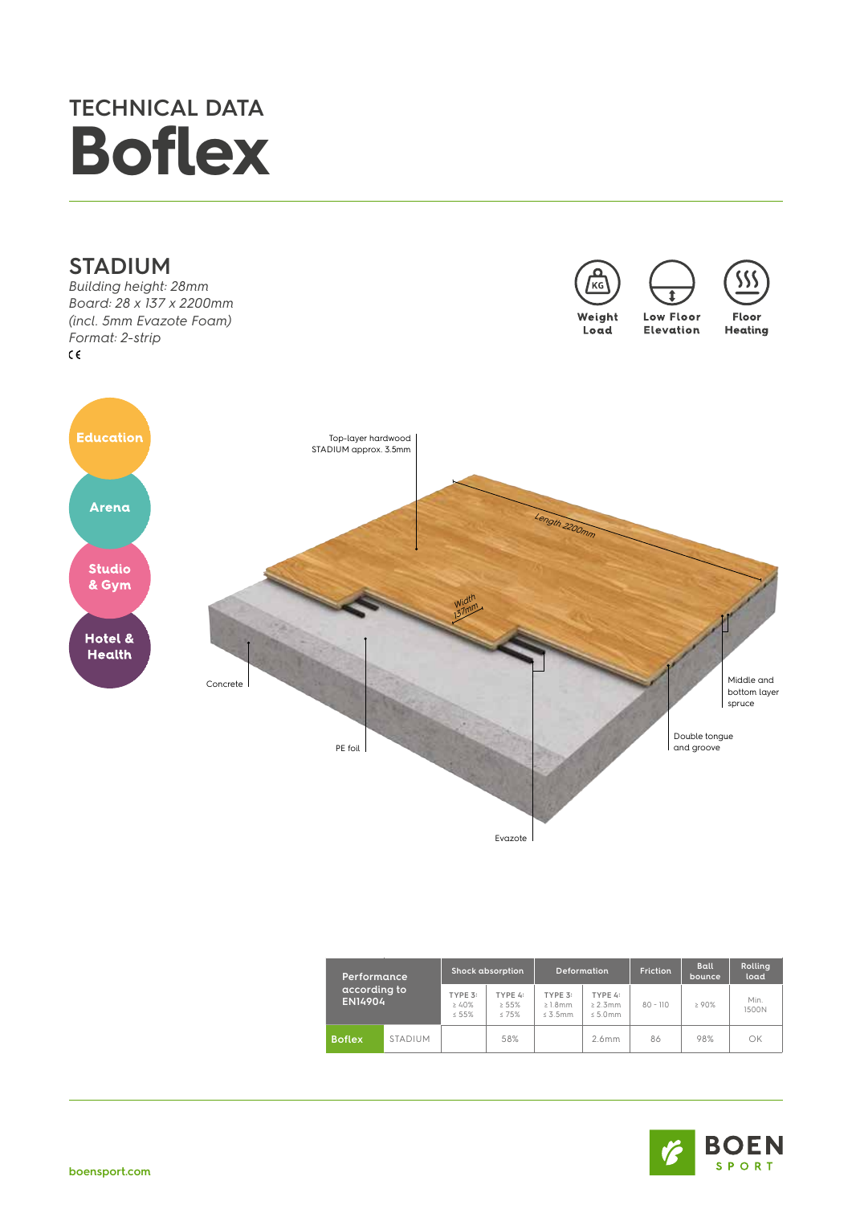# TECHNICAL DATA
# Boflex

## STADIUM

*Building height: 28mm*
*Board: 28 x 137 x 2200mm*
*(incl. 5mm Evazote Foam)*
*Format: 2-strip*
CE

Weight Load | Low Floor Elevation | Floor Heating

Education
Arena
Studio & Gym
Hotel & Health

Top-layer hardwood STADIUM approx. 3.5mm

Length 2200mm

Width 137mm

Middle and bottom layer spruce

Double tongue and groove

Concrete

PE foil

Evazote

| Performance according to EN14904 | | Shock absorption | | Deformation | | Friction | Ball bounce | Rolling load |
|---|---|---|---|---|---|---|---|---|
| | | TYPE 3: ≥ 40% ≤ 55% | TYPE 4: ≥ 55% ≤ 75% | TYPE 3: ≥ 1.8mm ≤ 3.5mm | TYPE 4: ≥ 2.3mm ≤ 5.0mm | 80 - 110 | ≥ 90% | Min. 1500N |
| **Boflex** | STADIUM | | 58% | | 2.6mm | 86 | 98% | OK |

boensport.com

BOEN SPORT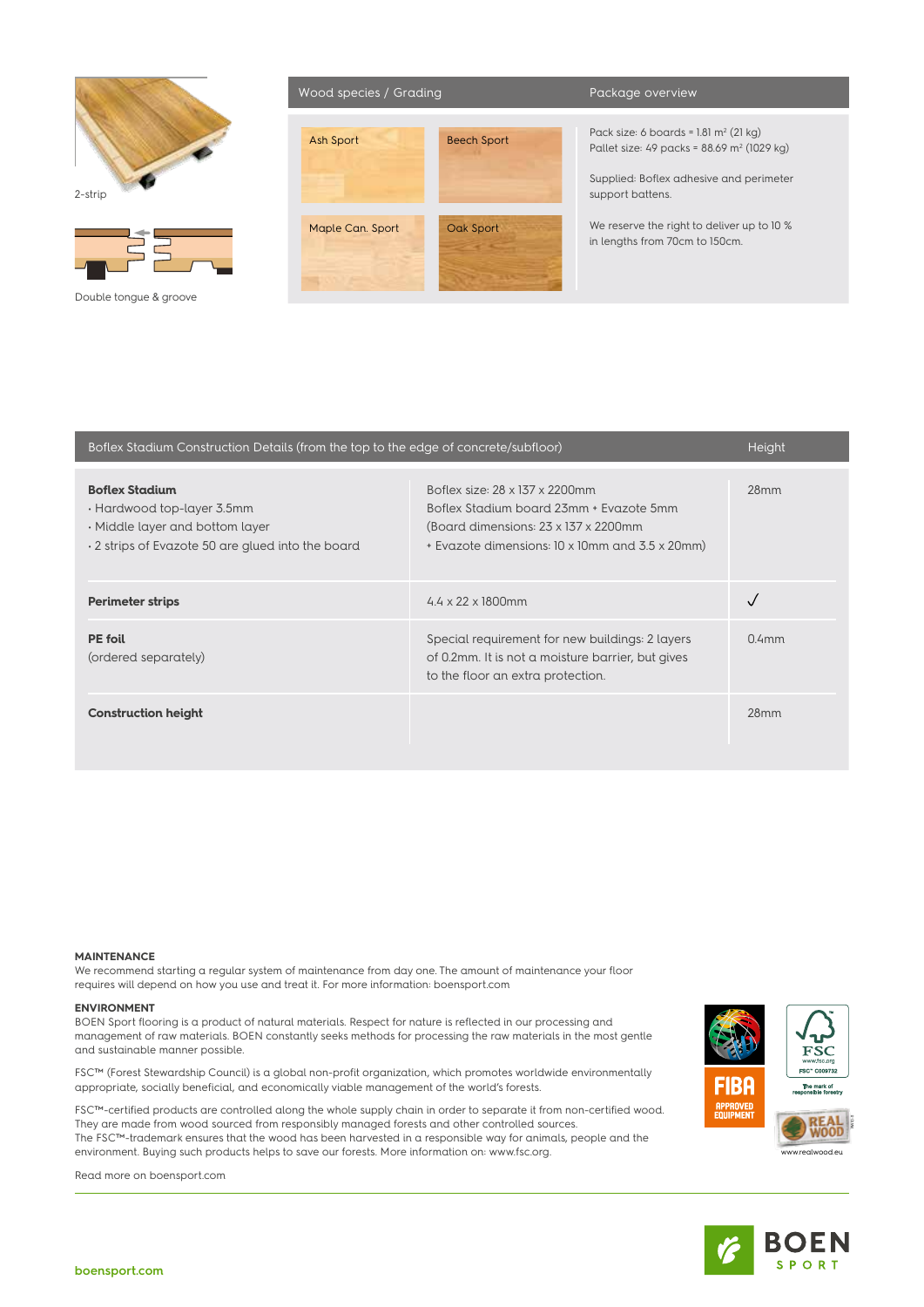2-strip

Double tongue & groove

| Wood species / Grading | | Package overview |
|---|---|---|
| Ash Sport | Beech Sport | Pack size: 6 boards = 1.81 m² (21 kg)<br>Pallet size: 49 packs = 88.69 m² (1029 kg)<br><br>Supplied: Boflex adhesive and perimeter support battens.<br><br>We reserve the right to deliver up to 10 % in lengths from 70cm to 150cm. |
| Maple Can. Sport | Oak Sport | |

| Boflex Stadium Construction Details (from the top to the edge of concrete/subfloor) | | Height |
|---|---|---|
| **Boflex Stadium**<br>· Hardwood top-layer 3.5mm<br>· Middle layer and bottom layer<br>· 2 strips of Evazote 50 are glued into the board | Boflex size: 28 x 137 x 2200mm<br>Boflex Stadium board 23mm + Evazote 5mm<br>(Board dimensions: 23 x 137 x 2200mm<br>+ Evazote dimensions: 10 x 10mm and 3.5 x 20mm) | 28mm |
| **Perimeter strips** | 4.4 x 22 x 1800mm | ✓ |
| **PE foil**<br>(ordered separately) | Special requirement for new buildings: 2 layers of 0.2mm. It is not a moisture barrier, but gives to the floor an extra protection. | 0.4mm |
| **Construction height** | | 28mm |

**MAINTENANCE**

We recommend starting a regular system of maintenance from day one. The amount of maintenance your floor requires will depend on how you use and treat it. For more information: boensport.com

**ENVIRONMENT**

BOEN Sport flooring is a product of natural materials. Respect for nature is reflected in our processing and management of raw materials. BOEN constantly seeks methods for processing the raw materials in the most gentle and sustainable manner possible.

FSC™ (Forest Stewardship Council) is a global non-profit organization, which promotes worldwide environmentally appropriate, socially beneficial, and economically viable management of the world's forests.

FSC™-certified products are controlled along the whole supply chain in order to separate it from non-certified wood. They are made from wood sourced from responsibly managed forests and other controlled sources.
The FSC™-trademark ensures that the wood has been harvested in a responsible way for animals, people and the environment. Buying such products helps to save our forests. More information on: www.fsc.org.

Read more on boensport.com

FIBA APPROVED EQUIPMENT

FSC www.fsc.org FSC™ C009732 The mark of responsible forestry

REAL WOOD www.realwood.eu

boensport.com

BOEN SPORT